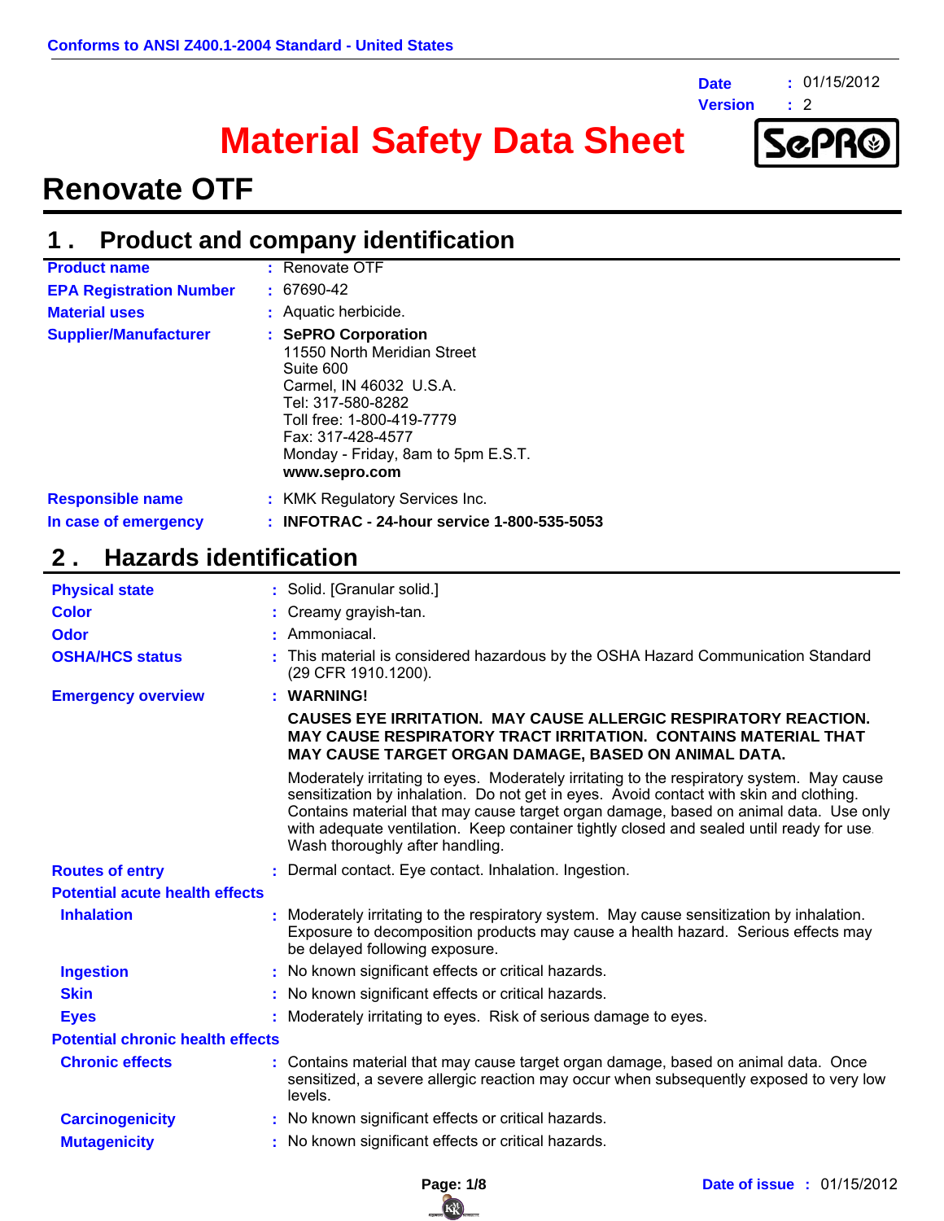Conforms to ANSI Z400.1-2004 Standard - United States

**Date** : 01/15/2012
**Version** : 2

# Material Safety Data Sheet

# Renovate OTF

## 1 . Product and company identification

| | |
|---|---|
| **Product name** | : Renovate OTF |
| **EPA Registration Number** | : 67690-42 |
| **Material uses** | : Aquatic herbicide. |
| **Supplier/Manufacturer** | : **SePRO Corporation**<br>11550 North Meridian Street<br>Suite 600<br>Carmel, IN 46032 U.S.A.<br>Tel: 317-580-8282<br>Toll free: 1-800-419-7779<br>Fax: 317-428-4577<br>Monday - Friday, 8am to 5pm E.S.T.<br>**www.sepro.com** |
| **Responsible name** | : KMK Regulatory Services Inc. |
| **In case of emergency** | : **INFOTRAC - 24-hour service 1-800-535-5053** |

## 2 . Hazards identification

**Physical state** : Solid. [Granular solid.]

**Color** : Creamy grayish-tan.

**Odor** : Ammoniacal.

**OSHA/HCS status** : This material is considered hazardous by the OSHA Hazard Communication Standard (29 CFR 1910.1200).

**Emergency overview** : **WARNING!**

**CAUSES EYE IRRITATION. MAY CAUSE ALLERGIC RESPIRATORY REACTION. MAY CAUSE RESPIRATORY TRACT IRRITATION. CONTAINS MATERIAL THAT MAY CAUSE TARGET ORGAN DAMAGE, BASED ON ANIMAL DATA.**

Moderately irritating to eyes. Moderately irritating to the respiratory system. May cause sensitization by inhalation. Do not get in eyes. Avoid contact with skin and clothing. Contains material that may cause target organ damage, based on animal data. Use only with adequate ventilation. Keep container tightly closed and sealed until ready for use. Wash thoroughly after handling.

**Routes of entry** : Dermal contact. Eye contact. Inhalation. Ingestion.

**Potential acute health effects**

**Inhalation** : Moderately irritating to the respiratory system. May cause sensitization by inhalation. Exposure to decomposition products may cause a health hazard. Serious effects may be delayed following exposure.

**Ingestion** : No known significant effects or critical hazards.

**Skin** : No known significant effects or critical hazards.

**Eyes** : Moderately irritating to eyes. Risk of serious damage to eyes.

**Potential chronic health effects**

**Chronic effects** : Contains material that may cause target organ damage, based on animal data. Once sensitized, a severe allergic reaction may occur when subsequently exposed to very low levels.

**Carcinogenicity** : No known significant effects or critical hazards.

**Mutagenicity** : No known significant effects or critical hazards.

**Date of issue** : 01/15/2012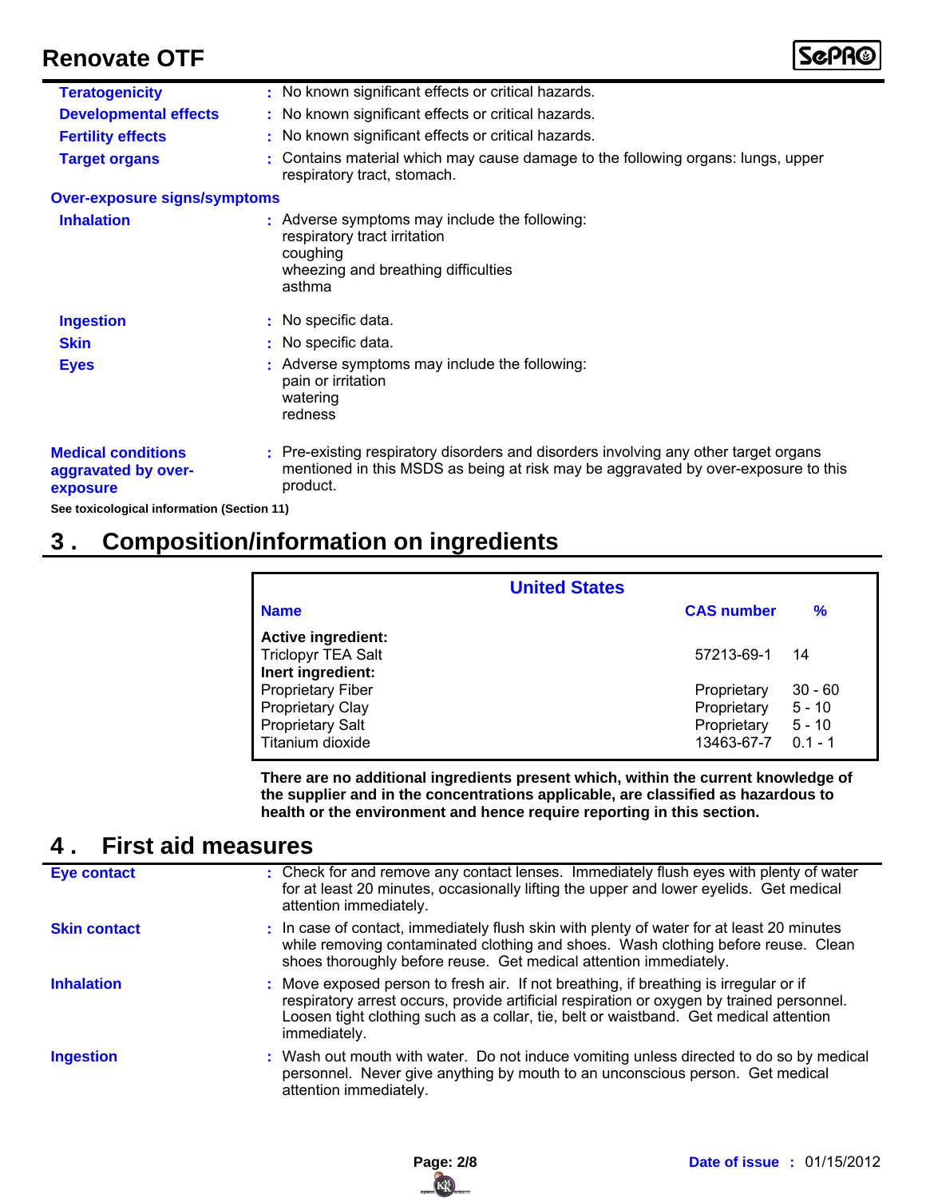**Teratogenicity** : No known significant effects or critical hazards.

**Developmental effects** : No known significant effects or critical hazards.

**Fertility effects** : No known significant effects or critical hazards.

**Target organs** : Contains material which may cause damage to the following organs: lungs, upper respiratory tract, stomach.

**Over-exposure signs/symptoms**

**Inhalation** : Adverse symptoms may include the following:
respiratory tract irritation
coughing
wheezing and breathing difficulties
asthma

**Ingestion** : No specific data.

**Skin** : No specific data.

**Eyes** : Adverse symptoms may include the following:
pain or irritation
watering
redness

**Medical conditions aggravated by over-exposure** : Pre-existing respiratory disorders and disorders involving any other target organs mentioned in this MSDS as being at risk may be aggravated by over-exposure to this product.

**See toxicological information (Section 11)**

## 3 . Composition/information on ingredients

| United States | | |
|---|---|---|
| **Name** | **CAS number** | **%** |
| **Active ingredient:** | | |
| Triclopyr TEA Salt | 57213-69-1 | 14 |
| **Inert ingredient:** | | |
| Proprietary Fiber | Proprietary | 30 - 60 |
| Proprietary Clay | Proprietary | 5 - 10 |
| Proprietary Salt | Proprietary | 5 - 10 |
| Titanium dioxide | 13463-67-7 | 0.1 - 1 |

**There are no additional ingredients present which, within the current knowledge of the supplier and in the concentrations applicable, are classified as hazardous to health or the environment and hence require reporting in this section.**

## 4 . First aid measures

**Eye contact** : Check for and remove any contact lenses. Immediately flush eyes with plenty of water for at least 20 minutes, occasionally lifting the upper and lower eyelids. Get medical attention immediately.

**Skin contact** : In case of contact, immediately flush skin with plenty of water for at least 20 minutes while removing contaminated clothing and shoes. Wash clothing before reuse. Clean shoes thoroughly before reuse. Get medical attention immediately.

**Inhalation** : Move exposed person to fresh air. If not breathing, if breathing is irregular or if respiratory arrest occurs, provide artificial respiration or oxygen by trained personnel. Loosen tight clothing such as a collar, tie, belt or waistband. Get medical attention immediately.

**Ingestion** : Wash out mouth with water. Do not induce vomiting unless directed to do so by medical personnel. Never give anything by mouth to an unconscious person. Get medical attention immediately.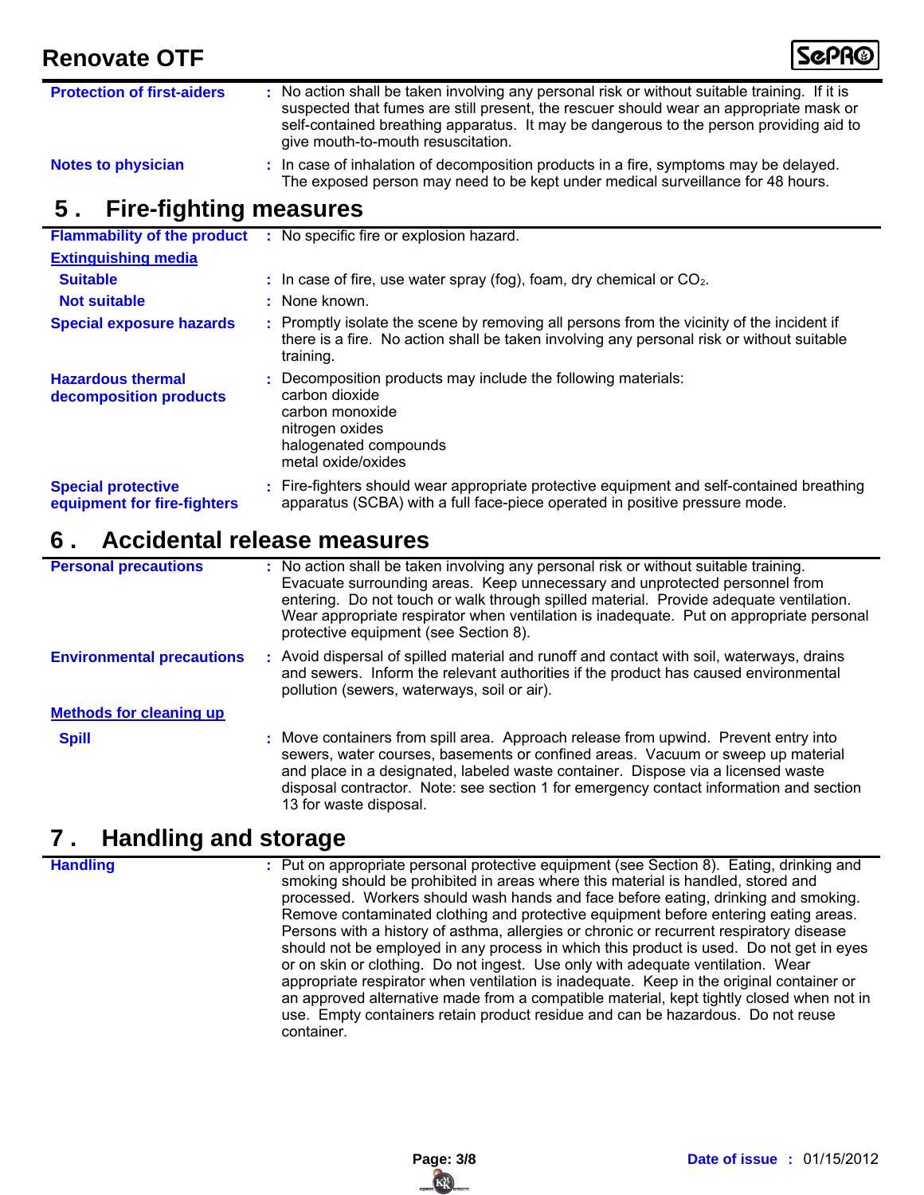**Protection of first-aiders** : No action shall be taken involving any personal risk or without suitable training. If it is suspected that fumes are still present, the rescuer should wear an appropriate mask or self-contained breathing apparatus. It may be dangerous to the person providing aid to give mouth-to-mouth resuscitation.

**Notes to physician** : In case of inhalation of decomposition products in a fire, symptoms may be delayed. The exposed person may need to be kept under medical surveillance for 48 hours.

## 5. Fire-fighting measures

**Flammability of the product** : No specific fire or explosion hazard.

**Extinguishing media**

**Suitable** : In case of fire, use water spray (fog), foam, dry chemical or $CO_2$.

**Not suitable** : None known.

**Special exposure hazards** : Promptly isolate the scene by removing all persons from the vicinity of the incident if there is a fire. No action shall be taken involving any personal risk or without suitable training.

**Hazardous thermal decomposition products** : Decomposition products may include the following materials:
carbon dioxide
carbon monoxide
nitrogen oxides
halogenated compounds
metal oxide/oxides

**Special protective equipment for fire-fighters** : Fire-fighters should wear appropriate protective equipment and self-contained breathing apparatus (SCBA) with a full face-piece operated in positive pressure mode.

## 6. Accidental release measures

**Personal precautions** : No action shall be taken involving any personal risk or without suitable training. Evacuate surrounding areas. Keep unnecessary and unprotected personnel from entering. Do not touch or walk through spilled material. Provide adequate ventilation. Wear appropriate respirator when ventilation is inadequate. Put on appropriate personal protective equipment (see Section 8).

**Environmental precautions** : Avoid dispersal of spilled material and runoff and contact with soil, waterways, drains and sewers. Inform the relevant authorities if the product has caused environmental pollution (sewers, waterways, soil or air).

**Methods for cleaning up**

**Spill** : Move containers from spill area. Approach release from upwind. Prevent entry into sewers, water courses, basements or confined areas. Vacuum or sweep up material and place in a designated, labeled waste container. Dispose via a licensed waste disposal contractor. Note: see section 1 for emergency contact information and section 13 for waste disposal.

## 7. Handling and storage

**Handling** : Put on appropriate personal protective equipment (see Section 8). Eating, drinking and smoking should be prohibited in areas where this material is handled, stored and processed. Workers should wash hands and face before eating, drinking and smoking. Remove contaminated clothing and protective equipment before entering eating areas. Persons with a history of asthma, allergies or chronic or recurrent respiratory disease should not be employed in any process in which this product is used. Do not get in eyes or on skin or clothing. Do not ingest. Use only with adequate ventilation. Wear appropriate respirator when ventilation is inadequate. Keep in the original container or an approved alternative made from a compatible material, kept tightly closed when not in use. Empty containers retain product residue and can be hazardous. Do not reuse container.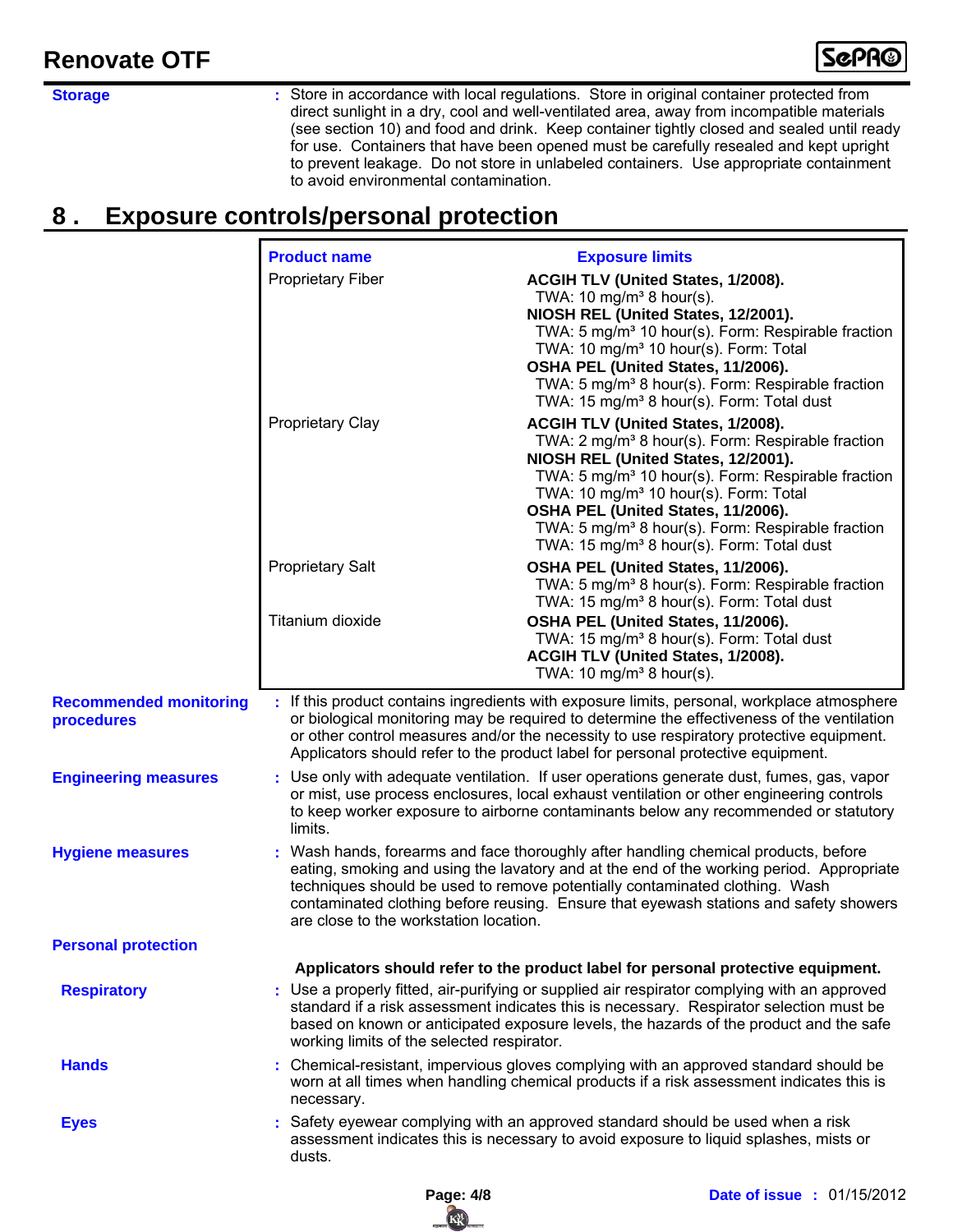**Storage** : Store in accordance with local regulations. Store in original container protected from direct sunlight in a dry, cool and well-ventilated area, away from incompatible materials (see section 10) and food and drink. Keep container tightly closed and sealed until ready for use. Containers that have been opened must be carefully resealed and kept upright to prevent leakage. Do not store in unlabeled containers. Use appropriate containment to avoid environmental contamination.

## 8 . Exposure controls/personal protection

| Product name | Exposure limits |
|---|---|
| Proprietary Fiber | **ACGIH TLV (United States, 1/2008).**<br>TWA: 10 mg/m³ 8 hour(s).<br>**NIOSH REL (United States, 12/2001).**<br>TWA: 5 mg/m³ 10 hour(s). Form: Respirable fraction<br>TWA: 10 mg/m³ 10 hour(s). Form: Total<br>**OSHA PEL (United States, 11/2006).**<br>TWA: 5 mg/m³ 8 hour(s). Form: Respirable fraction<br>TWA: 15 mg/m³ 8 hour(s). Form: Total dust |
| Proprietary Clay | **ACGIH TLV (United States, 1/2008).**<br>TWA: 2 mg/m³ 8 hour(s). Form: Respirable fraction<br>**NIOSH REL (United States, 12/2001).**<br>TWA: 5 mg/m³ 10 hour(s). Form: Respirable fraction<br>TWA: 10 mg/m³ 10 hour(s). Form: Total<br>**OSHA PEL (United States, 11/2006).**<br>TWA: 5 mg/m³ 8 hour(s). Form: Respirable fraction<br>TWA: 15 mg/m³ 8 hour(s). Form: Total dust |
| Proprietary Salt | **OSHA PEL (United States, 11/2006).**<br>TWA: 5 mg/m³ 8 hour(s). Form: Respirable fraction<br>TWA: 15 mg/m³ 8 hour(s). Form: Total dust |
| Titanium dioxide | **OSHA PEL (United States, 11/2006).**<br>TWA: 15 mg/m³ 8 hour(s). Form: Total dust<br>**ACGIH TLV (United States, 1/2008).**<br>TWA: 10 mg/m³ 8 hour(s). |

**Recommended monitoring procedures** : If this product contains ingredients with exposure limits, personal, workplace atmosphere or biological monitoring may be required to determine the effectiveness of the ventilation or other control measures and/or the necessity to use respiratory protective equipment. Applicators should refer to the product label for personal protective equipment.

**Engineering measures** : Use only with adequate ventilation. If user operations generate dust, fumes, gas, vapor or mist, use process enclosures, local exhaust ventilation or other engineering controls to keep worker exposure to airborne contaminants below any recommended or statutory limits.

**Hygiene measures** : Wash hands, forearms and face thoroughly after handling chemical products, before eating, smoking and using the lavatory and at the end of the working period. Appropriate techniques should be used to remove potentially contaminated clothing. Wash contaminated clothing before reusing. Ensure that eyewash stations and safety showers are close to the workstation location.

**Personal protection**

**Applicators should refer to the product label for personal protective equipment.**

**Respiratory** : Use a properly fitted, air-purifying or supplied air respirator complying with an approved standard if a risk assessment indicates this is necessary. Respirator selection must be based on known or anticipated exposure levels, the hazards of the product and the safe working limits of the selected respirator.

**Hands** : Chemical-resistant, impervious gloves complying with an approved standard should be worn at all times when handling chemical products if a risk assessment indicates this is necessary.

**Eyes** : Safety eyewear complying with an approved standard should be used when a risk assessment indicates this is necessary to avoid exposure to liquid splashes, mists or dusts.

**Date of issue** : 01/15/2012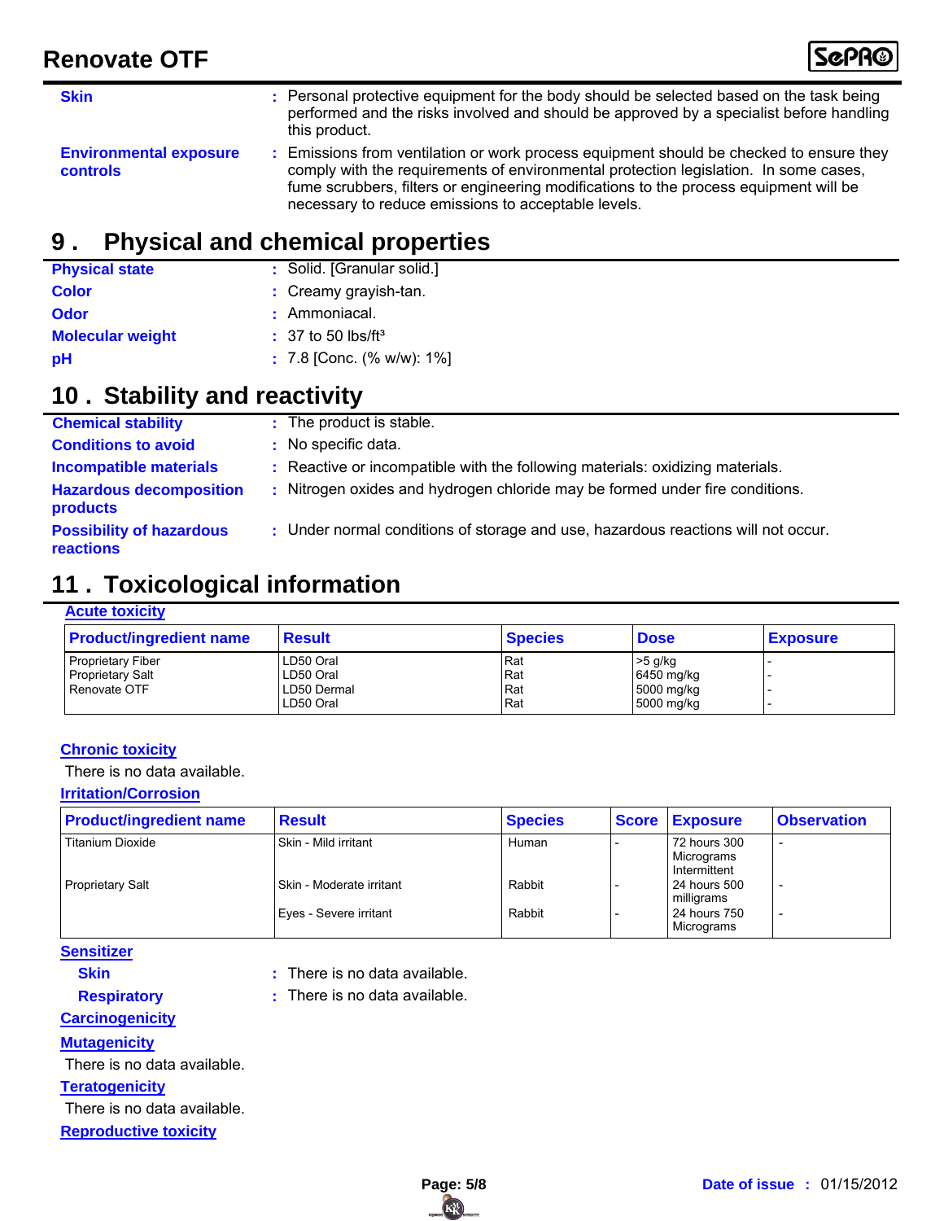| | |
|---|---|
| **Skin** | : Personal protective equipment for the body should be selected based on the task being performed and the risks involved and should be approved by a specialist before handling this product. |
| **Environmental exposure controls** | : Emissions from ventilation or work process equipment should be checked to ensure they comply with the requirements of environmental protection legislation. In some cases, fume scrubbers, filters or engineering modifications to the process equipment will be necessary to reduce emissions to acceptable levels. |

## 9 . Physical and chemical properties

| | |
|---|---|
| **Physical state** | : Solid. [Granular solid.] |
| **Color** | : Creamy grayish-tan. |
| **Odor** | : Ammoniacal. |
| **Molecular weight** | : 37 to 50 lbs/ft³ |
| **pH** | : 7.8 [Conc. (% w/w): 1%] |

## 10 . Stability and reactivity

| | |
|---|---|
| **Chemical stability** | : The product is stable. |
| **Conditions to avoid** | : No specific data. |
| **Incompatible materials** | : Reactive or incompatible with the following materials: oxidizing materials. |
| **Hazardous decomposition products** | : Nitrogen oxides and hydrogen chloride may be formed under fire conditions. |
| **Possibility of hazardous reactions** | : Under normal conditions of storage and use, hazardous reactions will not occur. |

## 11 . Toxicological information

**Acute toxicity**

| Product/ingredient name | Result | Species | Dose | Exposure |
|---|---|---|---|---|
| Proprietary Fiber | LD50 Oral | Rat | >5 g/kg | - |
| Proprietary Salt | LD50 Oral | Rat | 6450 mg/kg | - |
| Renovate OTF | LD50 Dermal | Rat | 5000 mg/kg | - |
| | LD50 Oral | Rat | 5000 mg/kg | - |

**Chronic toxicity**

There is no data available.

**Irritation/Corrosion**

| Product/ingredient name | Result | Species | Score | Exposure | Observation |
|---|---|---|---|---|---|
| Titanium Dioxide | Skin - Mild irritant | Human | - | 72 hours 300 Micrograms Intermittent | - |
| Proprietary Salt | Skin - Moderate irritant | Rabbit | - | 24 hours 500 milligrams | - |
| | Eyes - Severe irritant | Rabbit | - | 24 hours 750 Micrograms | - |

**Sensitizer**

| | |
|---|---|
| **Skin** | : There is no data available. |
| **Respiratory** | : There is no data available. |

**Carcinogenicity**

**Mutagenicity**

There is no data available.

**Teratogenicity**

There is no data available.

**Reproductive toxicity**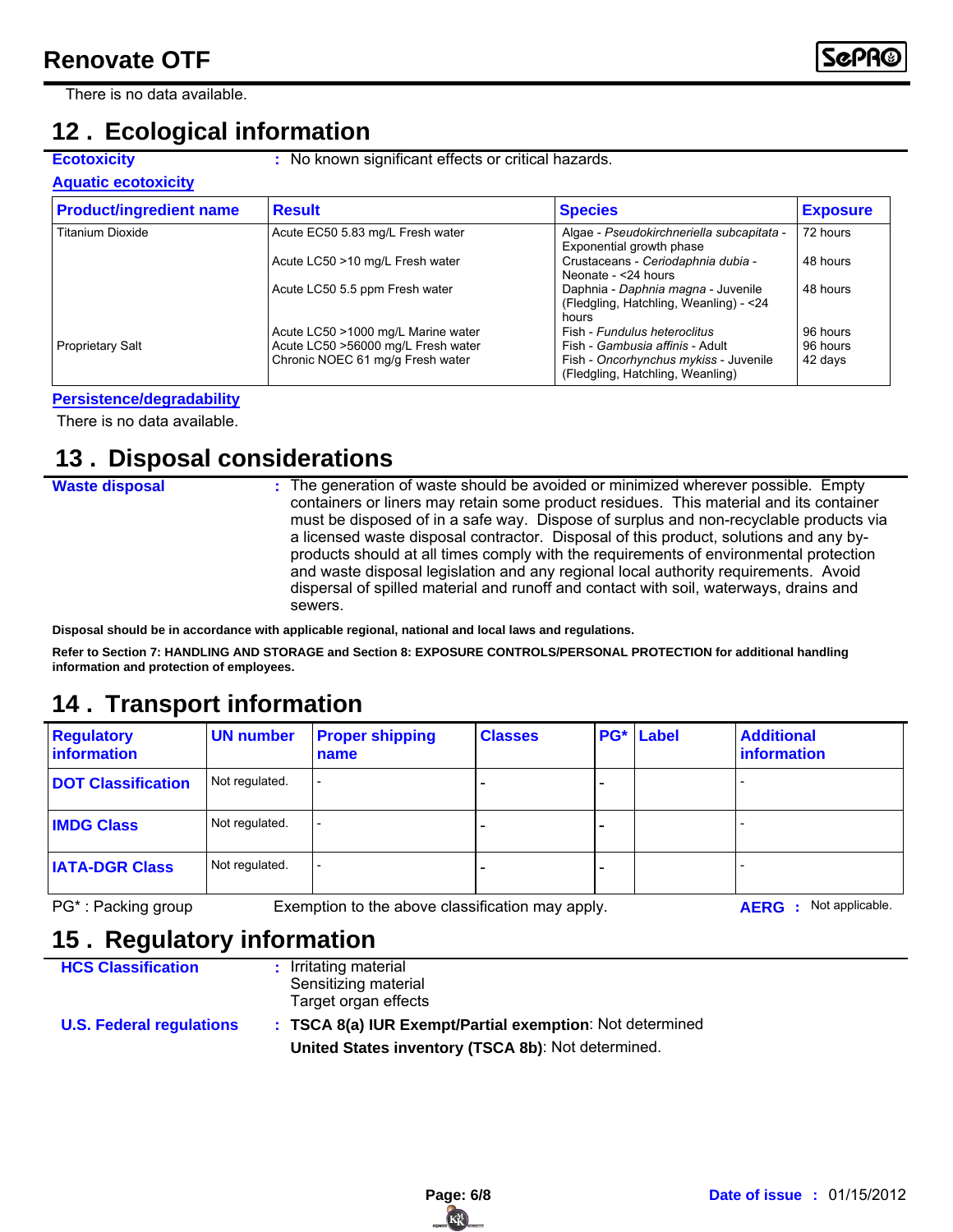There is no data available.

## 12 . Ecological information

**Ecotoxicity** : No known significant effects or critical hazards.

**Aquatic ecotoxicity**

| Product/ingredient name | Result | Species | Exposure |
|---|---|---|---|
| Titanium Dioxide | Acute EC50 5.83 mg/L Fresh water | Algae - *Pseudokirchneriella subcapitata* - Exponential growth phase | 72 hours |
| | Acute LC50 >10 mg/L Fresh water | Crustaceans - *Ceriodaphnia dubia* - Neonate - <24 hours | 48 hours |
| | Acute LC50 5.5 ppm Fresh water | Daphnia - *Daphnia magna* - Juvenile (Fledgling, Hatchling, Weanling) - <24 hours | 48 hours |
| | Acute LC50 >1000 mg/L Marine water | Fish - *Fundulus heteroclitus* | 96 hours |
| Proprietary Salt | Acute LC50 >56000 mg/L Fresh water | Fish - *Gambusia affinis* - Adult | 96 hours |
| | Chronic NOEC 61 mg/g Fresh water | Fish - *Oncorhynchus mykiss* - Juvenile (Fledgling, Hatchling, Weanling) | 42 days |

**Persistence/degradability**

There is no data available.

## 13 . Disposal considerations

**Waste disposal** : The generation of waste should be avoided or minimized wherever possible. Empty containers or liners may retain some product residues. This material and its container must be disposed of in a safe way. Dispose of surplus and non-recyclable products via a licensed waste disposal contractor. Disposal of this product, solutions and any by-products should at all times comply with the requirements of environmental protection and waste disposal legislation and any regional local authority requirements. Avoid dispersal of spilled material and runoff and contact with soil, waterways, drains and sewers.

**Disposal should be in accordance with applicable regional, national and local laws and regulations.**

**Refer to Section 7: HANDLING AND STORAGE and Section 8: EXPOSURE CONTROLS/PERSONAL PROTECTION for additional handling information and protection of employees.**

## 14 . Transport information

| Regulatory information | UN number | Proper shipping name | Classes | PG* | Label | Additional information |
|---|---|---|---|---|---|---|
| **DOT Classification** | Not regulated. | - | - | - | | - |
| **IMDG Class** | Not regulated. | - | - | - | | - |
| **IATA-DGR Class** | Not regulated. | - | - | - | | - |

PG* : Packing group

Exemption to the above classification may apply.

**AERG** : Not applicable.

## 15 . Regulatory information

**HCS Classification** : Irritating material
Sensitizing material
Target organ effects

**U.S. Federal regulations** : **TSCA 8(a) IUR Exempt/Partial exemption**: Not determined

**United States inventory (TSCA 8b)**: Not determined.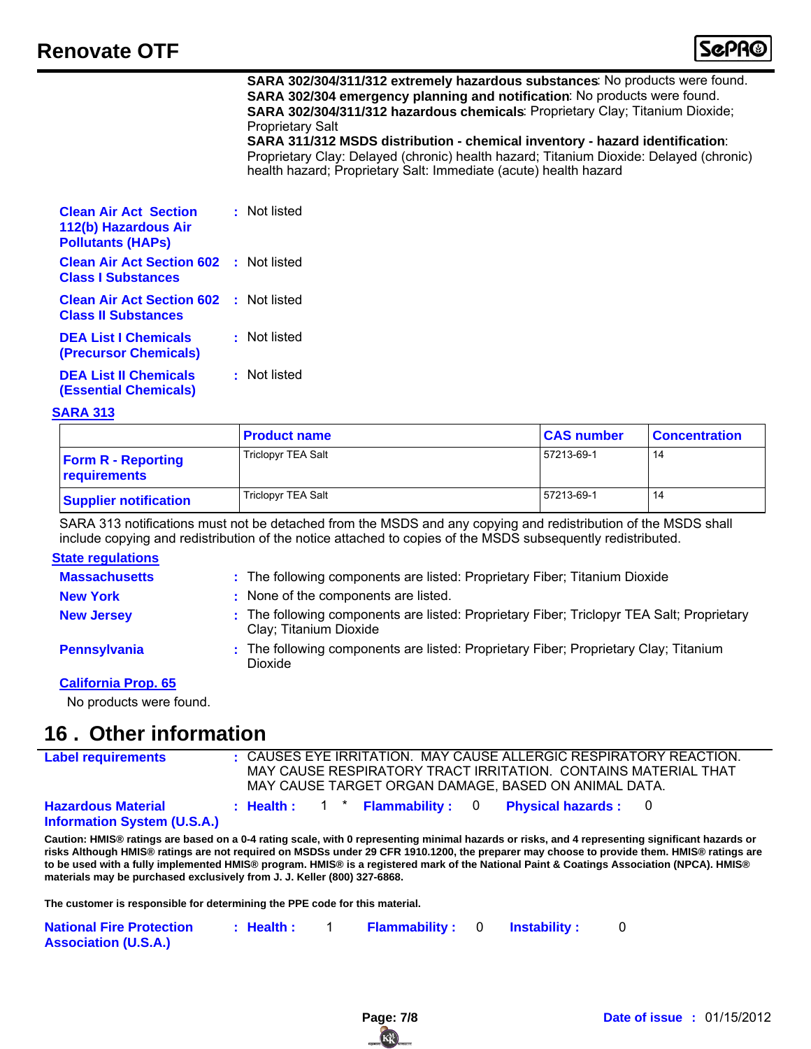**SARA 302/304/311/312 extremely hazardous substances**: No products were found.
**SARA 302/304 emergency planning and notification**: No products were found.
**SARA 302/304/311/312 hazardous chemicals**: Proprietary Clay; Titanium Dioxide; Proprietary Salt
**SARA 311/312 MSDS distribution - chemical inventory - hazard identification**: Proprietary Clay: Delayed (chronic) health hazard; Titanium Dioxide: Delayed (chronic) health hazard; Proprietary Salt: Immediate (acute) health hazard

**Clean Air Act Section 112(b) Hazardous Air Pollutants (HAPs)** : Not listed

**Clean Air Act Section 602 Class I Substances** : Not listed

**Clean Air Act Section 602 Class II Substances** : Not listed

**DEA List I Chemicals (Precursor Chemicals)** : Not listed

**DEA List II Chemicals (Essential Chemicals)** : Not listed

**SARA 313**

| | Product name | CAS number | Concentration |
|---|---|---|---|
| **Form R - Reporting requirements** | Triclopyr TEA Salt | 57213-69-1 | 14 |
| **Supplier notification** | Triclopyr TEA Salt | 57213-69-1 | 14 |

SARA 313 notifications must not be detached from the MSDS and any copying and redistribution of the MSDS shall include copying and redistribution of the notice attached to copies of the MSDS subsequently redistributed.

**State regulations**

**Massachusetts** : The following components are listed: Proprietary Fiber; Titanium Dioxide

**New York** : None of the components are listed.

**New Jersey** : The following components are listed: Proprietary Fiber; Triclopyr TEA Salt; Proprietary Clay; Titanium Dioxide

**Pennsylvania** : The following components are listed: Proprietary Fiber; Proprietary Clay; Titanium Dioxide

**California Prop. 65**

No products were found.

## 16 . Other information

**Label requirements** : CAUSES EYE IRRITATION. MAY CAUSE ALLERGIC RESPIRATORY REACTION. MAY CAUSE RESPIRATORY TRACT IRRITATION. CONTAINS MATERIAL THAT MAY CAUSE TARGET ORGAN DAMAGE, BASED ON ANIMAL DATA.

**Hazardous Material Information System (U.S.A.)** : **Health :** 1 * **Flammability :** 0 **Physical hazards :** 0

**Caution: HMIS® ratings are based on a 0-4 rating scale, with 0 representing minimal hazards or risks, and 4 representing significant hazards or risks Although HMIS® ratings are not required on MSDSs under 29 CFR 1910.1200, the preparer may choose to provide them. HMIS® ratings are to be used with a fully implemented HMIS® program. HMIS® is a registered mark of the National Paint & Coatings Association (NPCA). HMIS® materials may be purchased exclusively from J. J. Keller (800) 327-6868.**

**The customer is responsible for determining the PPE code for this material.**

**National Fire Protection Association (U.S.A.)** : **Health :** 1 **Flammability :** 0 **Instability :** 0

**Date of issue** : 01/15/2012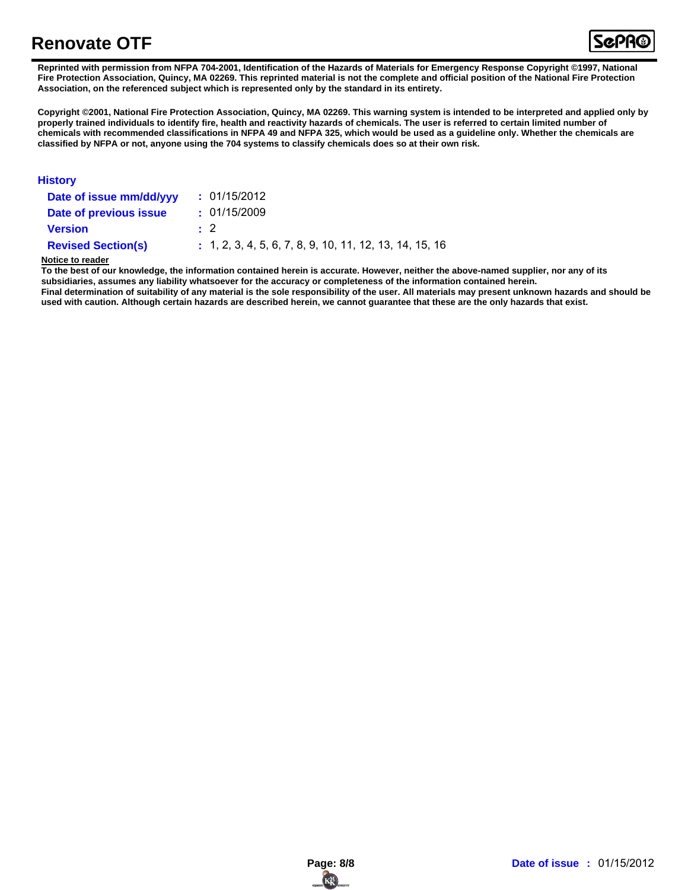**Reprinted with permission from NFPA 704-2001, Identification of the Hazards of Materials for Emergency Response Copyright ©1997, National Fire Protection Association, Quincy, MA 02269. This reprinted material is not the complete and official position of the National Fire Protection Association, on the referenced subject which is represented only by the standard in its entirety.**

**Copyright ©2001, National Fire Protection Association, Quincy, MA 02269. This warning system is intended to be interpreted and applied only by properly trained individuals to identify fire, health and reactivity hazards of chemicals. The user is referred to certain limited number of chemicals with recommended classifications in NFPA 49 and NFPA 325, which would be used as a guideline only. Whether the chemicals are classified by NFPA or not, anyone using the 704 systems to classify chemicals does so at their own risk.**

## History

| | | |
|---|---|---|
| **Date of issue mm/dd/yyy** | : | 01/15/2012 |
| **Date of previous issue** | : | 01/15/2009 |
| **Version** | : | 2 |
| **Revised Section(s)** | : | 1, 2, 3, 4, 5, 6, 7, 8, 9, 10, 11, 12, 13, 14, 15, 16 |

**Notice to reader**

**To the best of our knowledge, the information contained herein is accurate. However, neither the above-named supplier, nor any of its subsidiaries, assumes any liability whatsoever for the accuracy or completeness of the information contained herein.**
**Final determination of suitability of any material is the sole responsibility of the user. All materials may present unknown hazards and should be used with caution. Although certain hazards are described herein, we cannot guarantee that these are the only hazards that exist.**